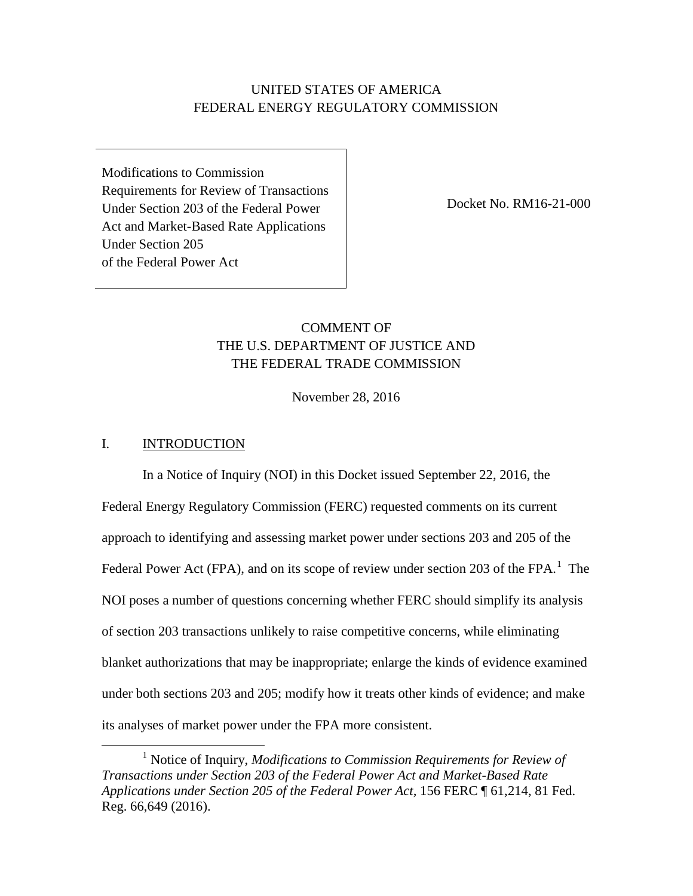UNITED STATES OF AMERICA
FEDERAL ENERGY REGULATORY COMMISSION

| Modifications to Commission Requirements for Review of Transactions Under Section 203 of the Federal Power Act and Market-Based Rate Applications Under Section 205 of the Federal Power Act | Docket No. RM16-21-000 |
|---|---|

COMMENT OF
THE U.S. DEPARTMENT OF JUSTICE AND
THE FEDERAL TRADE COMMISSION

November 28, 2016

## I. INTRODUCTION

In a Notice of Inquiry (NOI) in this Docket issued September 22, 2016, the Federal Energy Regulatory Commission (FERC) requested comments on its current approach to identifying and assessing market power under sections 203 and 205 of the Federal Power Act (FPA), and on its scope of review under section 203 of the FPA.[1] The NOI poses a number of questions concerning whether FERC should simplify its analysis of section 203 transactions unlikely to raise competitive concerns, while eliminating blanket authorizations that may be inappropriate; enlarge the kinds of evidence examined under both sections 203 and 205; modify how it treats other kinds of evidence; and make its analyses of market power under the FPA more consistent.

[1] Notice of Inquiry, *Modifications to Commission Requirements for Review of Transactions under Section 203 of the Federal Power Act and Market-Based Rate Applications under Section 205 of the Federal Power Act,* 156 FERC ¶ 61,214, 81 Fed. Reg. 66,649 (2016).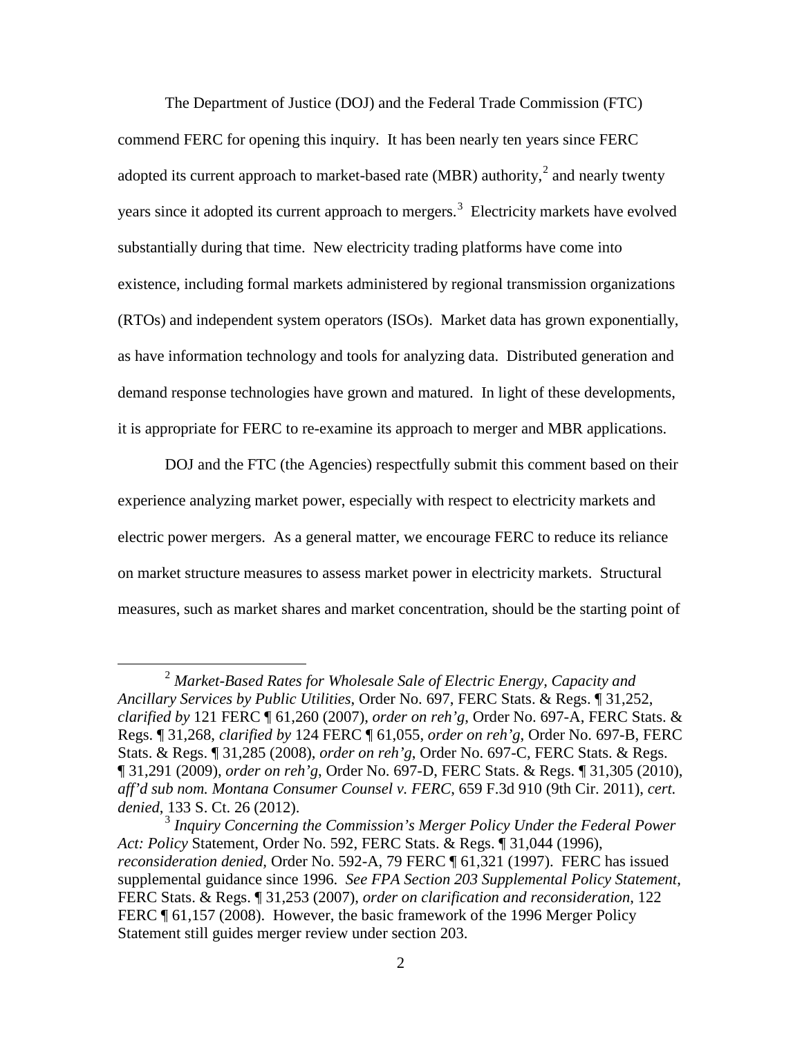The Department of Justice (DOJ) and the Federal Trade Commission (FTC) commend FERC for opening this inquiry. It has been nearly ten years since FERC adopted its current approach to market-based rate (MBR) authority,[2] and nearly twenty years since it adopted its current approach to mergers.[3] Electricity markets have evolved substantially during that time. New electricity trading platforms have come into existence, including formal markets administered by regional transmission organizations (RTOs) and independent system operators (ISOs). Market data has grown exponentially, as have information technology and tools for analyzing data. Distributed generation and demand response technologies have grown and matured. In light of these developments, it is appropriate for FERC to re-examine its approach to merger and MBR applications.

DOJ and the FTC (the Agencies) respectfully submit this comment based on their experience analyzing market power, especially with respect to electricity markets and electric power mergers. As a general matter, we encourage FERC to reduce its reliance on market structure measures to assess market power in electricity markets. Structural measures, such as market shares and market concentration, should be the starting point of

---

[2] *Market-Based Rates for Wholesale Sale of Electric Energy, Capacity and Ancillary Services by Public Utilities*, Order No. 697, FERC Stats. & Regs. ¶ 31,252, *clarified by* 121 FERC ¶ 61,260 (2007), *order on reh'g*, Order No. 697-A, FERC Stats. & Regs. ¶ 31,268, *clarified by* 124 FERC ¶ 61,055, *order on reh'g*, Order No. 697-B, FERC Stats. & Regs. ¶ 31,285 (2008), *order on reh'g*, Order No. 697-C, FERC Stats. & Regs. ¶ 31,291 (2009), *order on reh'g*, Order No. 697-D, FERC Stats. & Regs. ¶ 31,305 (2010), *aff'd sub nom. Montana Consumer Counsel v. FERC*, 659 F.3d 910 (9th Cir. 2011), *cert. denied*, 133 S. Ct. 26 (2012).

[3] *Inquiry Concerning the Commission's Merger Policy Under the Federal Power Act: Policy* Statement, Order No. 592, FERC Stats. & Regs. ¶ 31,044 (1996), *reconsideration denied*, Order No. 592-A, 79 FERC ¶ 61,321 (1997). FERC has issued supplemental guidance since 1996. *See FPA Section 203 Supplemental Policy Statement*, FERC Stats. & Regs. ¶ 31,253 (2007), *order on clarification and reconsideration*, 122 FERC ¶ 61,157 (2008). However, the basic framework of the 1996 Merger Policy Statement still guides merger review under section 203.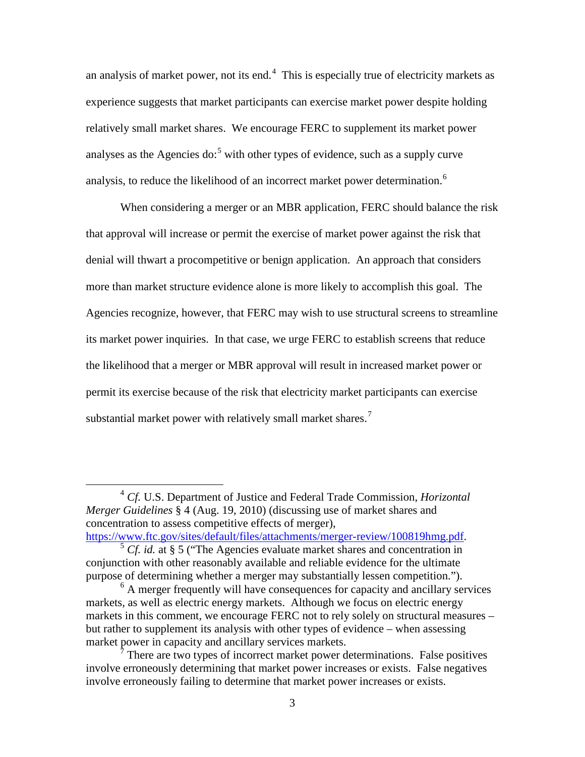an analysis of market power, not its end.[4] This is especially true of electricity markets as experience suggests that market participants can exercise market power despite holding relatively small market shares. We encourage FERC to supplement its market power analyses as the Agencies do:[5] with other types of evidence, such as a supply curve analysis, to reduce the likelihood of an incorrect market power determination.[6]

When considering a merger or an MBR application, FERC should balance the risk that approval will increase or permit the exercise of market power against the risk that denial will thwart a procompetitive or benign application. An approach that considers more than market structure evidence alone is more likely to accomplish this goal. The Agencies recognize, however, that FERC may wish to use structural screens to streamline its market power inquiries. In that case, we urge FERC to establish screens that reduce the likelihood that a merger or MBR approval will result in increased market power or permit its exercise because of the risk that electricity market participants can exercise substantial market power with relatively small market shares.[7]

---

[4] *Cf.* U.S. Department of Justice and Federal Trade Commission, *Horizontal Merger Guidelines* § 4 (Aug. 19, 2010) (discussing use of market shares and concentration to assess competitive effects of merger), https://www.ftc.gov/sites/default/files/attachments/merger-review/100819hmg.pdf.

[5] *Cf. id.* at § 5 ("The Agencies evaluate market shares and concentration in conjunction with other reasonably available and reliable evidence for the ultimate purpose of determining whether a merger may substantially lessen competition.").

[6] A merger frequently will have consequences for capacity and ancillary services markets, as well as electric energy markets. Although we focus on electric energy markets in this comment, we encourage FERC not to rely solely on structural measures – but rather to supplement its analysis with other types of evidence – when assessing market power in capacity and ancillary services markets.

[7] There are two types of incorrect market power determinations. False positives involve erroneously determining that market power increases or exists. False negatives involve erroneously failing to determine that market power increases or exists.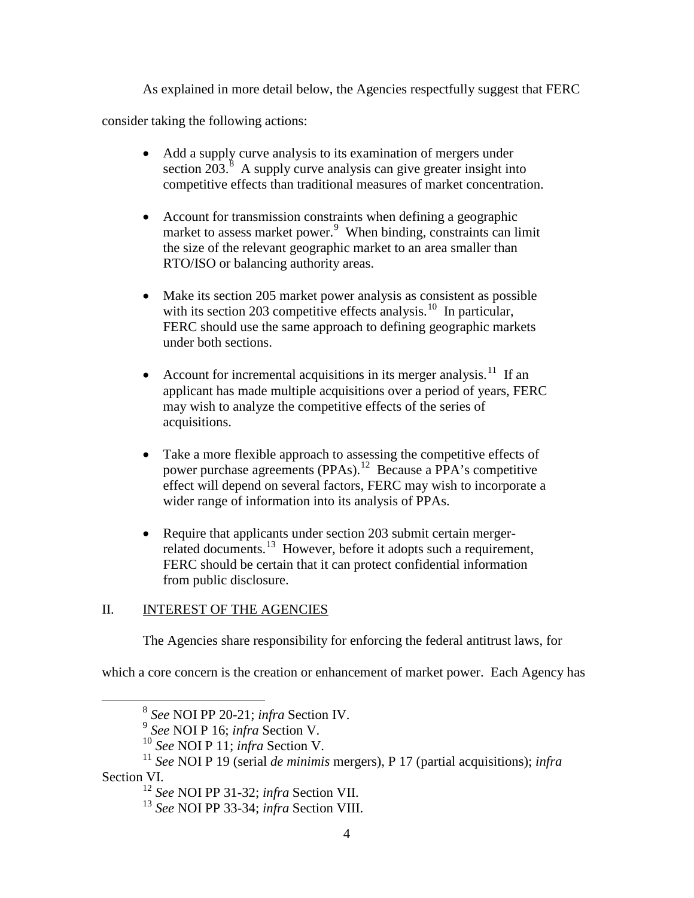As explained in more detail below, the Agencies respectfully suggest that FERC consider taking the following actions:

- Add a supply curve analysis to its examination of mergers under section 203.[8] A supply curve analysis can give greater insight into competitive effects than traditional measures of market concentration.

- Account for transmission constraints when defining a geographic market to assess market power.[9] When binding, constraints can limit the size of the relevant geographic market to an area smaller than RTO/ISO or balancing authority areas.

- Make its section 205 market power analysis as consistent as possible with its section 203 competitive effects analysis.[10] In particular, FERC should use the same approach to defining geographic markets under both sections.

- Account for incremental acquisitions in its merger analysis.[11] If an applicant has made multiple acquisitions over a period of years, FERC may wish to analyze the competitive effects of the series of acquisitions.

- Take a more flexible approach to assessing the competitive effects of power purchase agreements (PPAs).[12] Because a PPA's competitive effect will depend on several factors, FERC may wish to incorporate a wider range of information into its analysis of PPAs.

- Require that applicants under section 203 submit certain merger-related documents.[13] However, before it adopts such a requirement, FERC should be certain that it can protect confidential information from public disclosure.

## II. INTEREST OF THE AGENCIES

The Agencies share responsibility for enforcing the federal antitrust laws, for which a core concern is the creation or enhancement of market power. Each Agency has

---

[8] *See* NOI PP 20-21; *infra* Section IV.

[9] *See* NOI P 16; *infra* Section V.

[10] *See* NOI P 11; *infra* Section V.

[11] *See* NOI P 19 (serial *de minimis* mergers), P 17 (partial acquisitions); *infra* Section VI.

[12] *See* NOI PP 31-32; *infra* Section VII.

[13] *See* NOI PP 33-34; *infra* Section VIII.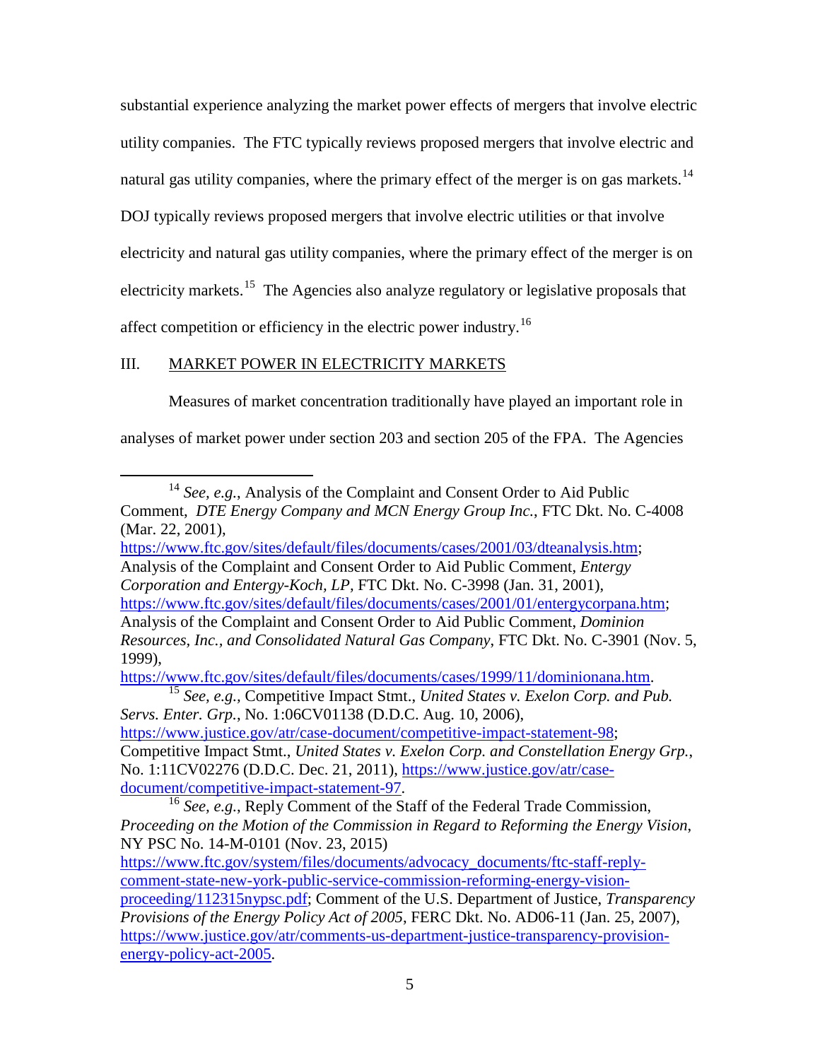substantial experience analyzing the market power effects of mergers that involve electric utility companies. The FTC typically reviews proposed mergers that involve electric and natural gas utility companies, where the primary effect of the merger is on gas markets.[14] DOJ typically reviews proposed mergers that involve electric utilities or that involve electricity and natural gas utility companies, where the primary effect of the merger is on electricity markets.[15] The Agencies also analyze regulatory or legislative proposals that affect competition or efficiency in the electric power industry.[16]

## III. MARKET POWER IN ELECTRICITY MARKETS

Measures of market concentration traditionally have played an important role in analyses of market power under section 203 and section 205 of the FPA. The Agencies

---

[14] *See, e.g.*, Analysis of the Complaint and Consent Order to Aid Public Comment, *DTE Energy Company and MCN Energy Group Inc.*, FTC Dkt. No. C-4008 (Mar. 22, 2001), https://www.ftc.gov/sites/default/files/documents/cases/2001/03/dteanalysis.htm; Analysis of the Complaint and Consent Order to Aid Public Comment, *Entergy Corporation and Entergy-Koch, LP*, FTC Dkt. No. C-3998 (Jan. 31, 2001), https://www.ftc.gov/sites/default/files/documents/cases/2001/01/entergycorpana.htm; Analysis of the Complaint and Consent Order to Aid Public Comment, *Dominion Resources, Inc., and Consolidated Natural Gas Company*, FTC Dkt. No. C-3901 (Nov. 5, 1999), https://www.ftc.gov/sites/default/files/documents/cases/1999/11/dominionana.htm.

[15] *See, e.g.*, Competitive Impact Stmt., *United States v. Exelon Corp. and Pub. Servs. Enter. Grp.*, No. 1:06CV01138 (D.D.C. Aug. 10, 2006), https://www.justice.gov/atr/case-document/competitive-impact-statement-98; Competitive Impact Stmt., *United States v. Exelon Corp. and Constellation Energy Grp.*, No. 1:11CV02276 (D.D.C. Dec. 21, 2011), https://www.justice.gov/atr/case-document/competitive-impact-statement-97.

[16] *See, e.g.*, Reply Comment of the Staff of the Federal Trade Commission, *Proceeding on the Motion of the Commission in Regard to Reforming the Energy Vision*, NY PSC No. 14-M-0101 (Nov. 23, 2015) https://www.ftc.gov/system/files/documents/advocacy_documents/ftc-staff-reply-comment-state-new-york-public-service-commission-reforming-energy-vision-proceeding/112315nypsc.pdf; Comment of the U.S. Department of Justice, *Transparency Provisions of the Energy Policy Act of 2005*, FERC Dkt. No. AD06-11 (Jan. 25, 2007), https://www.justice.gov/atr/comments-us-department-justice-transparency-provision-energy-policy-act-2005.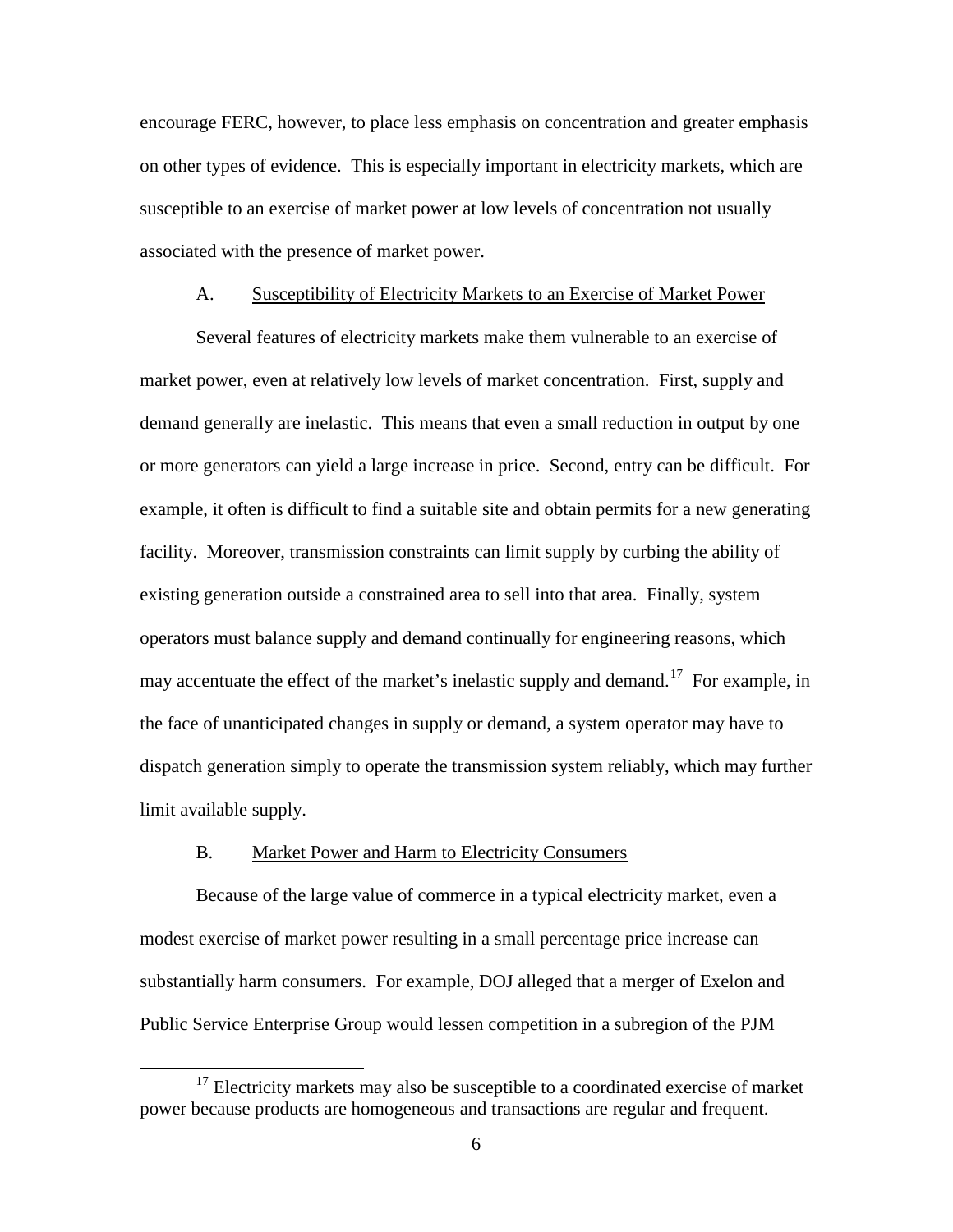encourage FERC, however, to place less emphasis on concentration and greater emphasis on other types of evidence. This is especially important in electricity markets, which are susceptible to an exercise of market power at low levels of concentration not usually associated with the presence of market power.

### A. Susceptibility of Electricity Markets to an Exercise of Market Power

Several features of electricity markets make them vulnerable to an exercise of market power, even at relatively low levels of market concentration. First, supply and demand generally are inelastic. This means that even a small reduction in output by one or more generators can yield a large increase in price. Second, entry can be difficult. For example, it often is difficult to find a suitable site and obtain permits for a new generating facility. Moreover, transmission constraints can limit supply by curbing the ability of existing generation outside a constrained area to sell into that area. Finally, system operators must balance supply and demand continually for engineering reasons, which may accentuate the effect of the market's inelastic supply and demand.[17] For example, in the face of unanticipated changes in supply or demand, a system operator may have to dispatch generation simply to operate the transmission system reliably, which may further limit available supply.

### B. Market Power and Harm to Electricity Consumers

Because of the large value of commerce in a typical electricity market, even a modest exercise of market power resulting in a small percentage price increase can substantially harm consumers. For example, DOJ alleged that a merger of Exelon and Public Service Enterprise Group would lessen competition in a subregion of the PJM

[17] Electricity markets may also be susceptible to a coordinated exercise of market power because products are homogeneous and transactions are regular and frequent.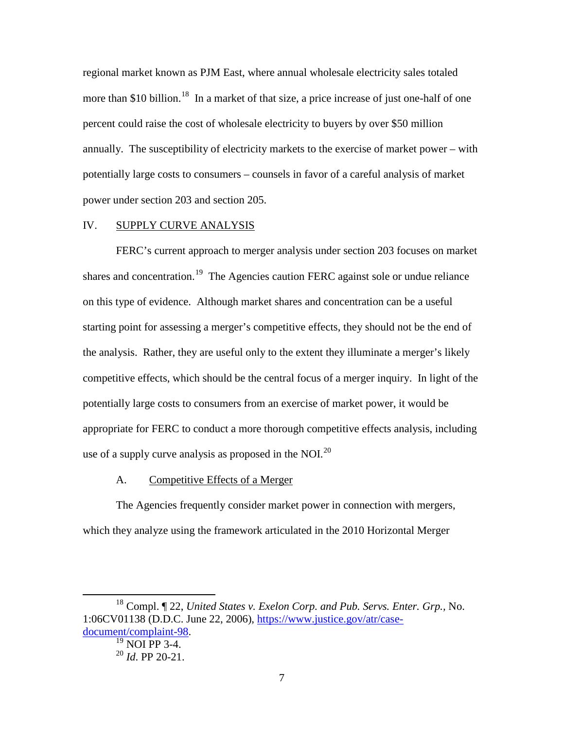regional market known as PJM East, where annual wholesale electricity sales totaled more than $10 billion.[18] In a market of that size, a price increase of just one-half of one percent could raise the cost of wholesale electricity to buyers by over $50 million annually. The susceptibility of electricity markets to the exercise of market power – with potentially large costs to consumers – counsels in favor of a careful analysis of market power under section 203 and section 205.

## IV. SUPPLY CURVE ANALYSIS

FERC's current approach to merger analysis under section 203 focuses on market shares and concentration.[19] The Agencies caution FERC against sole or undue reliance on this type of evidence. Although market shares and concentration can be a useful starting point for assessing a merger's competitive effects, they should not be the end of the analysis. Rather, they are useful only to the extent they illuminate a merger's likely competitive effects, which should be the central focus of a merger inquiry. In light of the potentially large costs to consumers from an exercise of market power, it would be appropriate for FERC to conduct a more thorough competitive effects analysis, including use of a supply curve analysis as proposed in the NOI.[20]

### A. Competitive Effects of a Merger

The Agencies frequently consider market power in connection with mergers, which they analyze using the framework articulated in the 2010 Horizontal Merger

---

[18] Compl. ¶ 22, *United States v. Exelon Corp. and Pub. Servs. Enter. Grp.,* No. 1:06CV01138 (D.D.C. June 22, 2006), https://www.justice.gov/atr/case-document/complaint-98.

[19] NOI PP 3-4.

[20] *Id.* PP 20-21.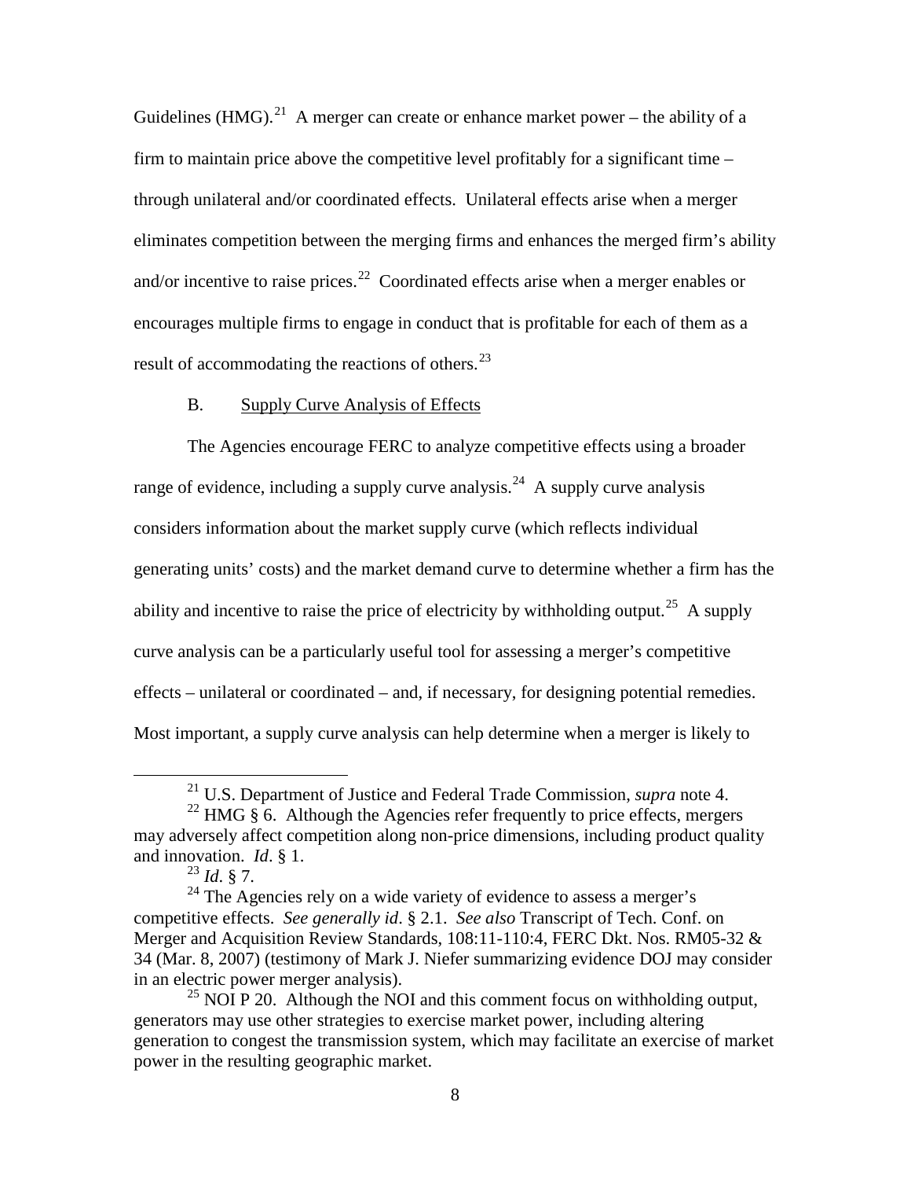Guidelines (HMG).[21] A merger can create or enhance market power – the ability of a firm to maintain price above the competitive level profitably for a significant time – through unilateral and/or coordinated effects. Unilateral effects arise when a merger eliminates competition between the merging firms and enhances the merged firm's ability and/or incentive to raise prices.[22] Coordinated effects arise when a merger enables or encourages multiple firms to engage in conduct that is profitable for each of them as a result of accommodating the reactions of others.[23]

### B. Supply Curve Analysis of Effects

The Agencies encourage FERC to analyze competitive effects using a broader range of evidence, including a supply curve analysis.[24] A supply curve analysis considers information about the market supply curve (which reflects individual generating units' costs) and the market demand curve to determine whether a firm has the ability and incentive to raise the price of electricity by withholding output.[25] A supply curve analysis can be a particularly useful tool for assessing a merger's competitive effects – unilateral or coordinated – and, if necessary, for designing potential remedies. Most important, a supply curve analysis can help determine when a merger is likely to

---

[21] U.S. Department of Justice and Federal Trade Commission, *supra* note 4.

[22] HMG § 6. Although the Agencies refer frequently to price effects, mergers may adversely affect competition along non-price dimensions, including product quality and innovation. *Id*. § 1.

[23] *Id*. § 7.

[24] The Agencies rely on a wide variety of evidence to assess a merger's competitive effects. *See generally id*. § 2.1. *See also* Transcript of Tech. Conf. on Merger and Acquisition Review Standards, 108:11-110:4, FERC Dkt. Nos. RM05-32 & 34 (Mar. 8, 2007) (testimony of Mark J. Niefer summarizing evidence DOJ may consider in an electric power merger analysis).

[25] NOI P 20. Although the NOI and this comment focus on withholding output, generators may use other strategies to exercise market power, including altering generation to congest the transmission system, which may facilitate an exercise of market power in the resulting geographic market.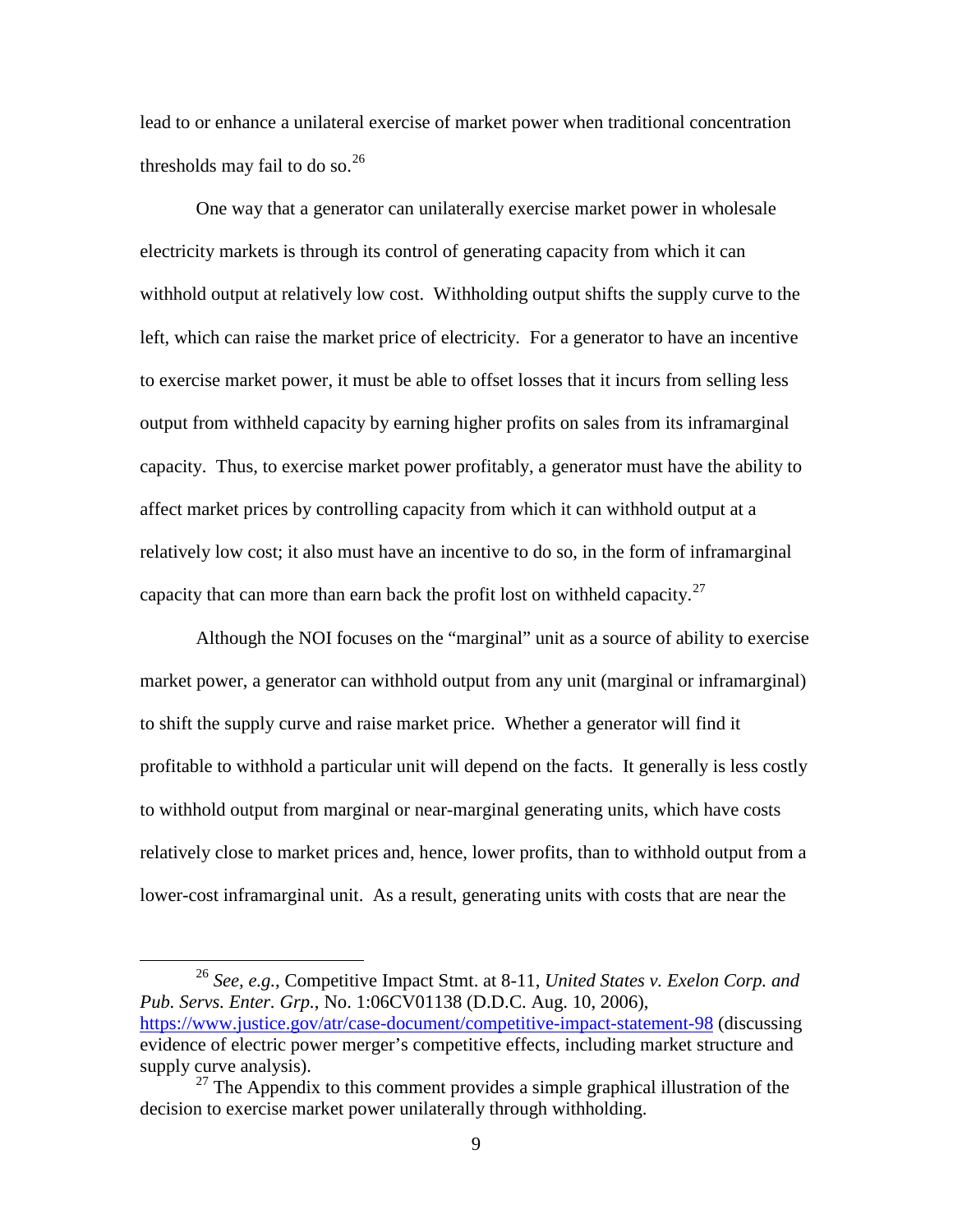lead to or enhance a unilateral exercise of market power when traditional concentration thresholds may fail to do so.[26]

One way that a generator can unilaterally exercise market power in wholesale electricity markets is through its control of generating capacity from which it can withhold output at relatively low cost. Withholding output shifts the supply curve to the left, which can raise the market price of electricity. For a generator to have an incentive to exercise market power, it must be able to offset losses that it incurs from selling less output from withheld capacity by earning higher profits on sales from its inframarginal capacity. Thus, to exercise market power profitably, a generator must have the ability to affect market prices by controlling capacity from which it can withhold output at a relatively low cost; it also must have an incentive to do so, in the form of inframarginal capacity that can more than earn back the profit lost on withheld capacity.[27]

Although the NOI focuses on the "marginal" unit as a source of ability to exercise market power, a generator can withhold output from any unit (marginal or inframarginal) to shift the supply curve and raise market price. Whether a generator will find it profitable to withhold a particular unit will depend on the facts. It generally is less costly to withhold output from marginal or near-marginal generating units, which have costs relatively close to market prices and, hence, lower profits, than to withhold output from a lower-cost inframarginal unit. As a result, generating units with costs that are near the

---

[26] *See, e.g.*, Competitive Impact Stmt. at 8-11, *United States v. Exelon Corp. and Pub. Servs. Enter. Grp.*, No. 1:06CV01138 (D.D.C. Aug. 10, 2006), https://www.justice.gov/atr/case-document/competitive-impact-statement-98 (discussing evidence of electric power merger's competitive effects, including market structure and supply curve analysis).

[27] The Appendix to this comment provides a simple graphical illustration of the decision to exercise market power unilaterally through withholding.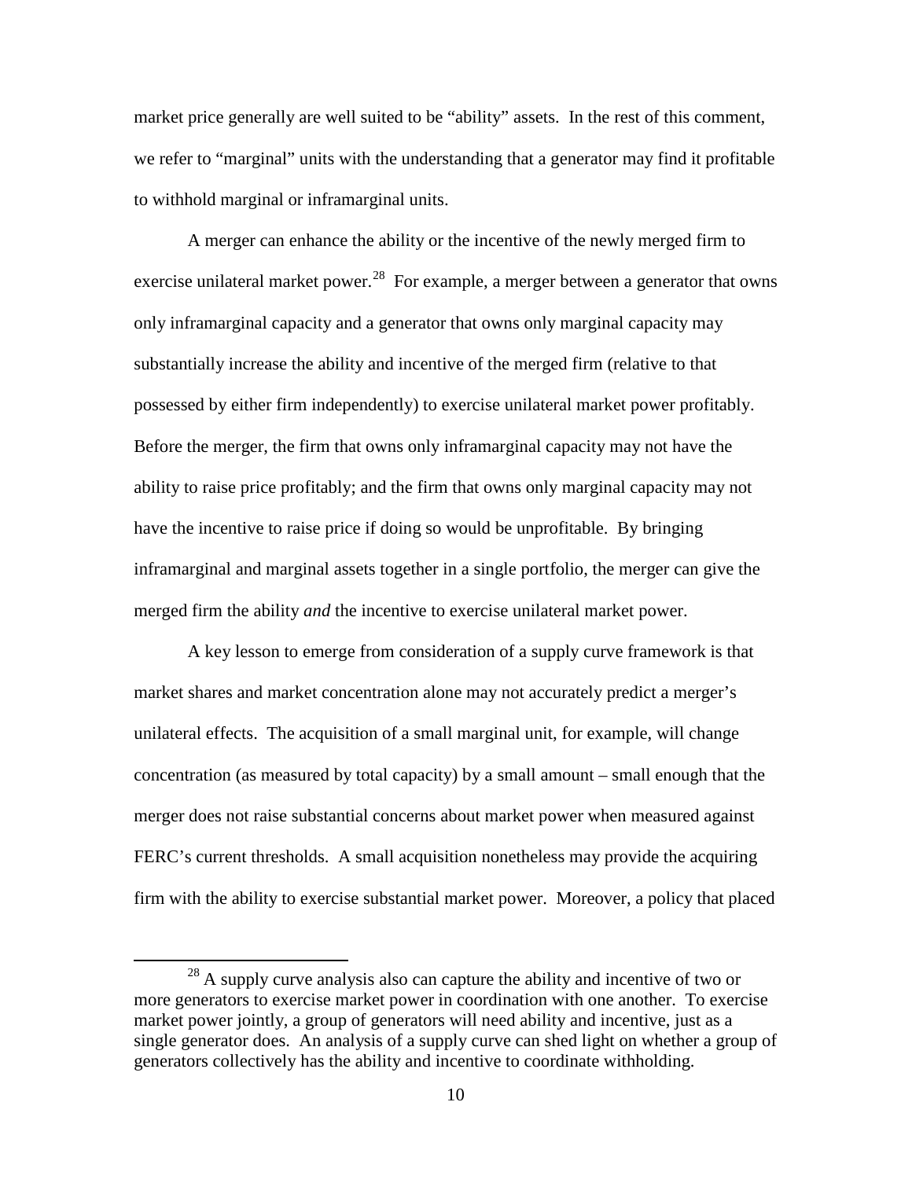market price generally are well suited to be "ability" assets. In the rest of this comment, we refer to "marginal" units with the understanding that a generator may find it profitable to withhold marginal or inframarginal units.

A merger can enhance the ability or the incentive of the newly merged firm to exercise unilateral market power.[28] For example, a merger between a generator that owns only inframarginal capacity and a generator that owns only marginal capacity may substantially increase the ability and incentive of the merged firm (relative to that possessed by either firm independently) to exercise unilateral market power profitably. Before the merger, the firm that owns only inframarginal capacity may not have the ability to raise price profitably; and the firm that owns only marginal capacity may not have the incentive to raise price if doing so would be unprofitable. By bringing inframarginal and marginal assets together in a single portfolio, the merger can give the merged firm the ability *and* the incentive to exercise unilateral market power.

A key lesson to emerge from consideration of a supply curve framework is that market shares and market concentration alone may not accurately predict a merger's unilateral effects. The acquisition of a small marginal unit, for example, will change concentration (as measured by total capacity) by a small amount – small enough that the merger does not raise substantial concerns about market power when measured against FERC's current thresholds. A small acquisition nonetheless may provide the acquiring firm with the ability to exercise substantial market power. Moreover, a policy that placed

[28] A supply curve analysis also can capture the ability and incentive of two or more generators to exercise market power in coordination with one another. To exercise market power jointly, a group of generators will need ability and incentive, just as a single generator does. An analysis of a supply curve can shed light on whether a group of generators collectively has the ability and incentive to coordinate withholding.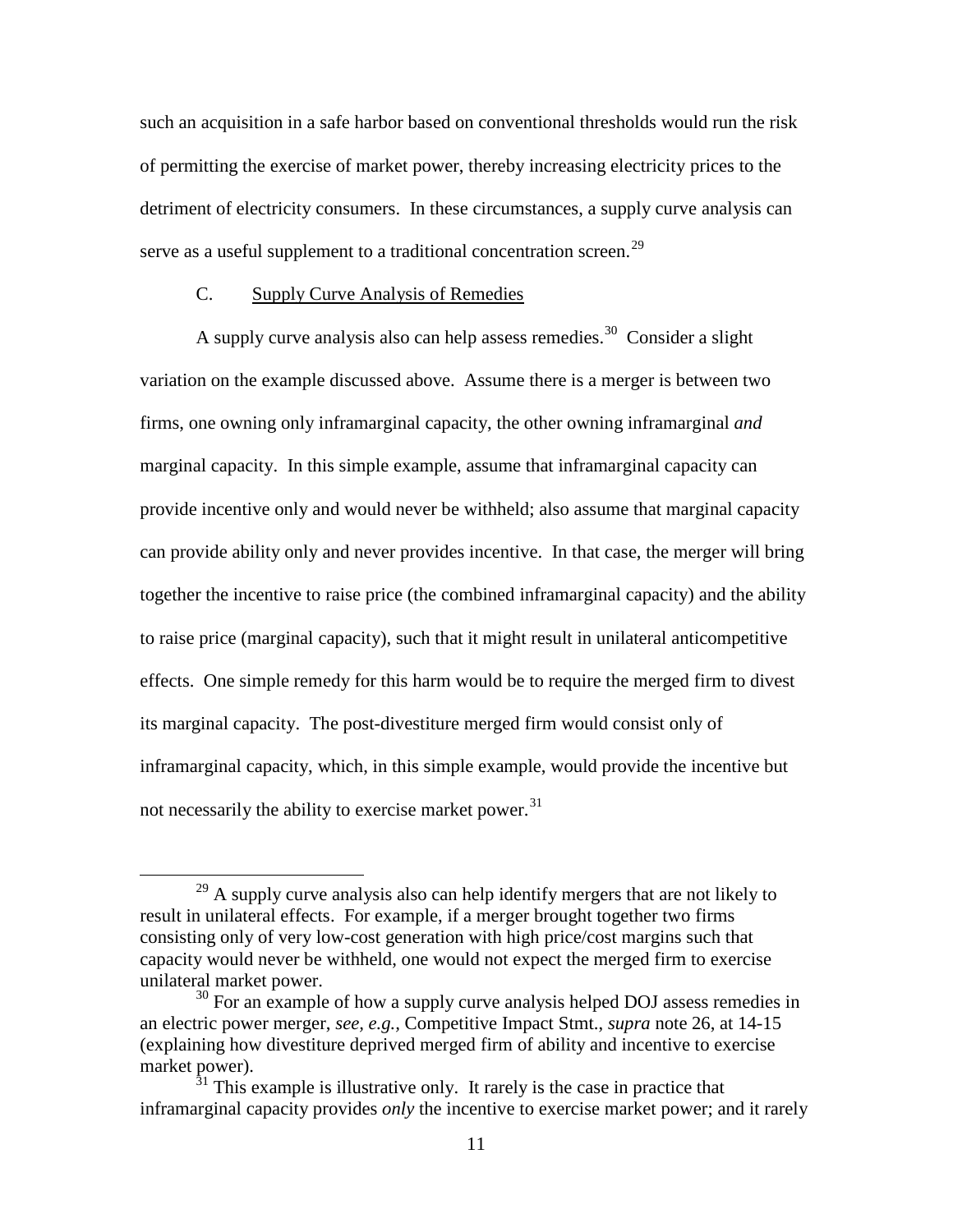such an acquisition in a safe harbor based on conventional thresholds would run the risk of permitting the exercise of market power, thereby increasing electricity prices to the detriment of electricity consumers. In these circumstances, a supply curve analysis can serve as a useful supplement to a traditional concentration screen.[29]

### C. Supply Curve Analysis of Remedies

A supply curve analysis also can help assess remedies.[30] Consider a slight variation on the example discussed above. Assume there is a merger is between two firms, one owning only inframarginal capacity, the other owning inframarginal *and* marginal capacity. In this simple example, assume that inframarginal capacity can provide incentive only and would never be withheld; also assume that marginal capacity can provide ability only and never provides incentive. In that case, the merger will bring together the incentive to raise price (the combined inframarginal capacity) and the ability to raise price (marginal capacity), such that it might result in unilateral anticompetitive effects. One simple remedy for this harm would be to require the merged firm to divest its marginal capacity. The post-divestiture merged firm would consist only of inframarginal capacity, which, in this simple example, would provide the incentive but not necessarily the ability to exercise market power.[31]

---

[29] A supply curve analysis also can help identify mergers that are not likely to result in unilateral effects. For example, if a merger brought together two firms consisting only of very low-cost generation with high price/cost margins such that capacity would never be withheld, one would not expect the merged firm to exercise unilateral market power.

[30] For an example of how a supply curve analysis helped DOJ assess remedies in an electric power merger, *see, e.g.,* Competitive Impact Stmt., *supra* note 26, at 14-15 (explaining how divestiture deprived merged firm of ability and incentive to exercise market power).

[31] This example is illustrative only. It rarely is the case in practice that inframarginal capacity provides *only* the incentive to exercise market power; and it rarely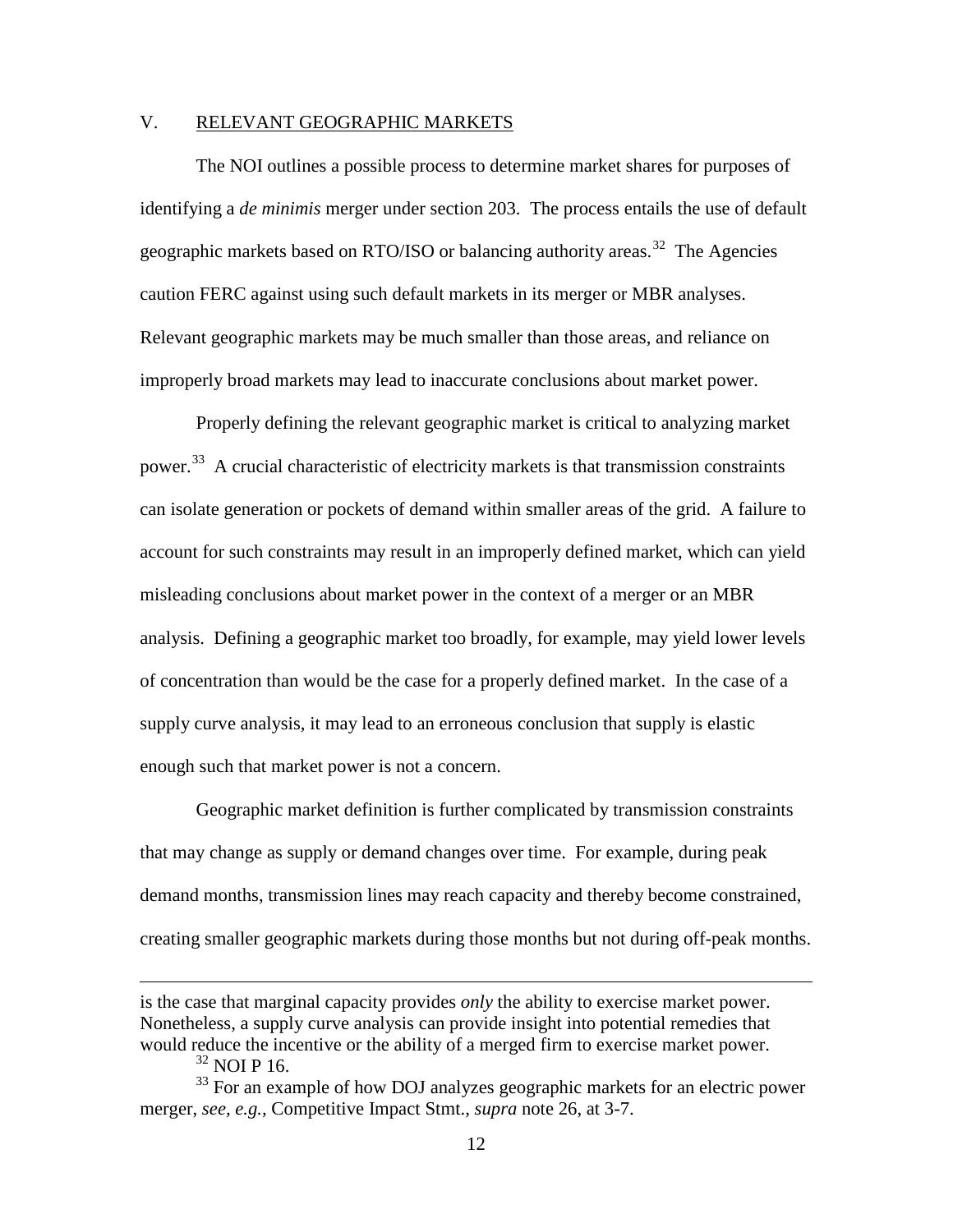## V. RELEVANT GEOGRAPHIC MARKETS

The NOI outlines a possible process to determine market shares for purposes of identifying a *de minimis* merger under section 203. The process entails the use of default geographic markets based on RTO/ISO or balancing authority areas.[32] The Agencies caution FERC against using such default markets in its merger or MBR analyses. Relevant geographic markets may be much smaller than those areas, and reliance on improperly broad markets may lead to inaccurate conclusions about market power.

Properly defining the relevant geographic market is critical to analyzing market power.[33] A crucial characteristic of electricity markets is that transmission constraints can isolate generation or pockets of demand within smaller areas of the grid. A failure to account for such constraints may result in an improperly defined market, which can yield misleading conclusions about market power in the context of a merger or an MBR analysis. Defining a geographic market too broadly, for example, may yield lower levels of concentration than would be the case for a properly defined market. In the case of a supply curve analysis, it may lead to an erroneous conclusion that supply is elastic enough such that market power is not a concern.

Geographic market definition is further complicated by transmission constraints that may change as supply or demand changes over time. For example, during peak demand months, transmission lines may reach capacity and thereby become constrained, creating smaller geographic markets during those months but not during off-peak months.

---

is the case that marginal capacity provides *only* the ability to exercise market power. Nonetheless, a supply curve analysis can provide insight into potential remedies that would reduce the incentive or the ability of a merged firm to exercise market power.

[32] NOI P 16.

[33] For an example of how DOJ analyzes geographic markets for an electric power merger, *see, e.g.*, Competitive Impact Stmt., *supra* note 26, at 3-7.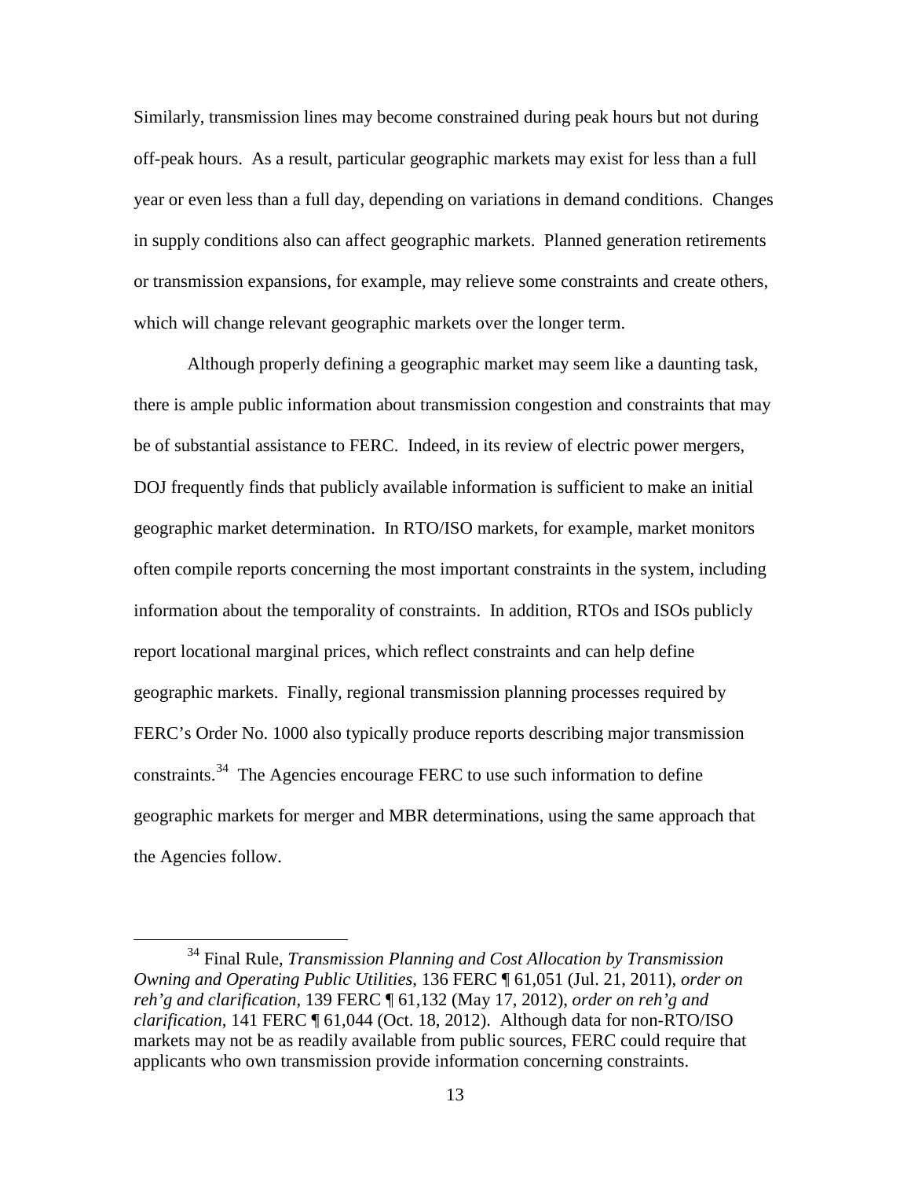Similarly, transmission lines may become constrained during peak hours but not during off-peak hours. As a result, particular geographic markets may exist for less than a full year or even less than a full day, depending on variations in demand conditions. Changes in supply conditions also can affect geographic markets. Planned generation retirements or transmission expansions, for example, may relieve some constraints and create others, which will change relevant geographic markets over the longer term.

Although properly defining a geographic market may seem like a daunting task, there is ample public information about transmission congestion and constraints that may be of substantial assistance to FERC. Indeed, in its review of electric power mergers, DOJ frequently finds that publicly available information is sufficient to make an initial geographic market determination. In RTO/ISO markets, for example, market monitors often compile reports concerning the most important constraints in the system, including information about the temporality of constraints. In addition, RTOs and ISOs publicly report locational marginal prices, which reflect constraints and can help define geographic markets. Finally, regional transmission planning processes required by FERC's Order No. 1000 also typically produce reports describing major transmission constraints.[34] The Agencies encourage FERC to use such information to define geographic markets for merger and MBR determinations, using the same approach that the Agencies follow.

[34] Final Rule, *Transmission Planning and Cost Allocation by Transmission Owning and Operating Public Utilities*, 136 FERC ¶ 61,051 (Jul. 21, 2011), *order on reh'g and clarification*, 139 FERC ¶ 61,132 (May 17, 2012), *order on reh'g and clarification*, 141 FERC ¶ 61,044 (Oct. 18, 2012). Although data for non-RTO/ISO markets may not be as readily available from public sources, FERC could require that applicants who own transmission provide information concerning constraints.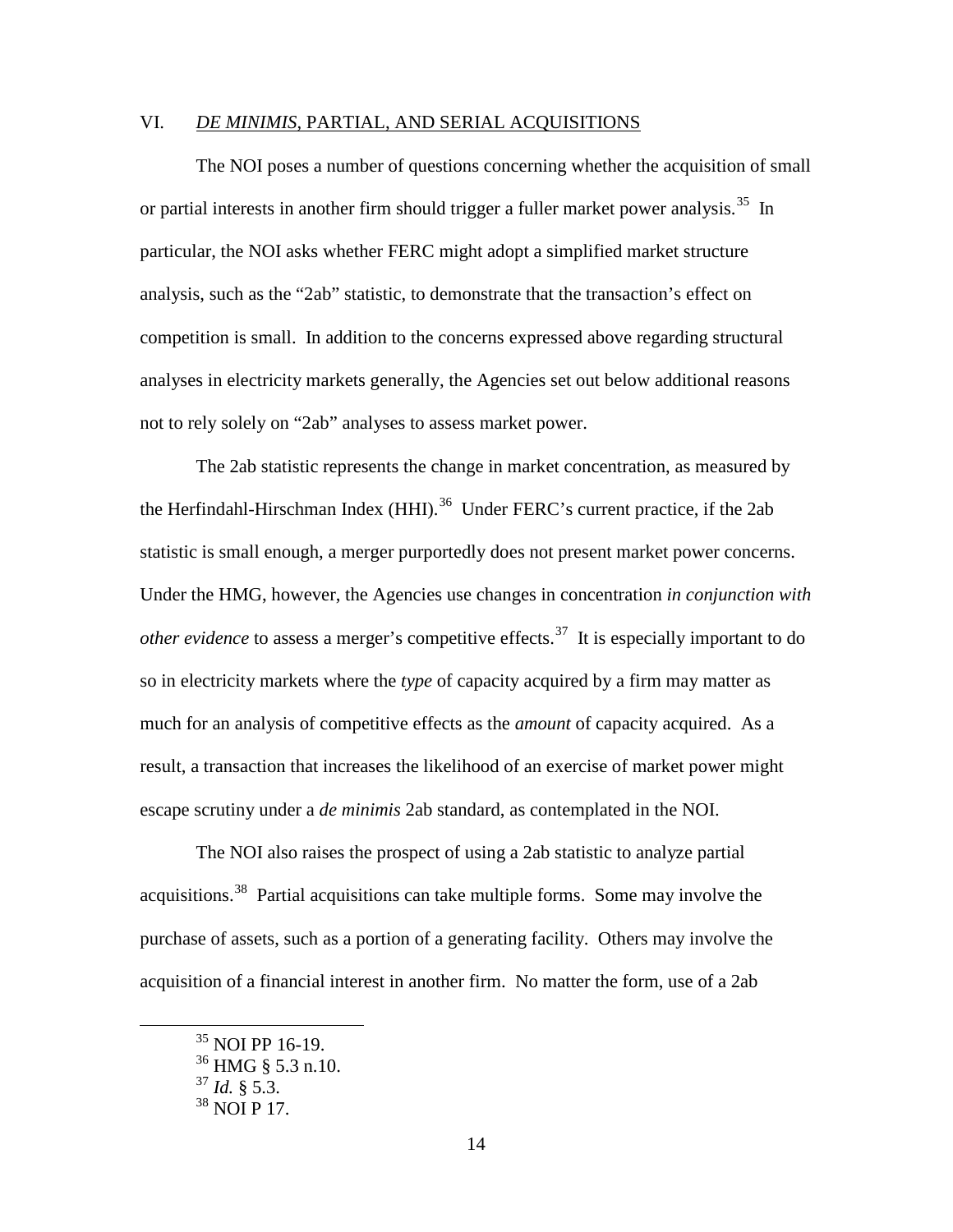## VI. *DE MINIMIS*, PARTIAL, AND SERIAL ACQUISITIONS

The NOI poses a number of questions concerning whether the acquisition of small or partial interests in another firm should trigger a fuller market power analysis.[35] In particular, the NOI asks whether FERC might adopt a simplified market structure analysis, such as the "2ab" statistic, to demonstrate that the transaction's effect on competition is small. In addition to the concerns expressed above regarding structural analyses in electricity markets generally, the Agencies set out below additional reasons not to rely solely on "2ab" analyses to assess market power.

The 2ab statistic represents the change in market concentration, as measured by the Herfindahl-Hirschman Index (HHI).[36] Under FERC's current practice, if the 2ab statistic is small enough, a merger purportedly does not present market power concerns. Under the HMG, however, the Agencies use changes in concentration *in conjunction with other evidence* to assess a merger's competitive effects.[37] It is especially important to do so in electricity markets where the *type* of capacity acquired by a firm may matter as much for an analysis of competitive effects as the *amount* of capacity acquired. As a result, a transaction that increases the likelihood of an exercise of market power might escape scrutiny under a *de minimis* 2ab standard, as contemplated in the NOI.

The NOI also raises the prospect of using a 2ab statistic to analyze partial acquisitions.[38] Partial acquisitions can take multiple forms. Some may involve the purchase of assets, such as a portion of a generating facility. Others may involve the acquisition of a financial interest in another firm. No matter the form, use of a 2ab

---

[35] NOI PP 16-19.

[36] HMG § 5.3 n.10.

[37] *Id.* § 5.3.

[38] NOI P 17.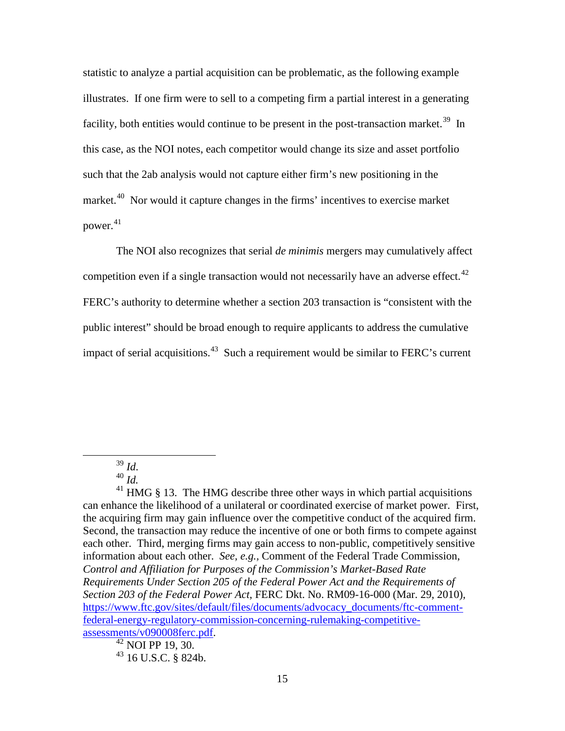statistic to analyze a partial acquisition can be problematic, as the following example illustrates. If one firm were to sell to a competing firm a partial interest in a generating facility, both entities would continue to be present in the post-transaction market.[39] In this case, as the NOI notes, each competitor would change its size and asset portfolio such that the 2ab analysis would not capture either firm's new positioning in the market.[40] Nor would it capture changes in the firms' incentives to exercise market power.[41]

The NOI also recognizes that serial *de minimis* mergers may cumulatively affect competition even if a single transaction would not necessarily have an adverse effect.[42] FERC's authority to determine whether a section 203 transaction is "consistent with the public interest" should be broad enough to require applicants to address the cumulative impact of serial acquisitions.[43] Such a requirement would be similar to FERC's current

---

[39] *Id*.

[40] *Id.*

[41] HMG § 13. The HMG describe three other ways in which partial acquisitions can enhance the likelihood of a unilateral or coordinated exercise of market power. First, the acquiring firm may gain influence over the competitive conduct of the acquired firm. Second, the transaction may reduce the incentive of one or both firms to compete against each other. Third, merging firms may gain access to non-public, competitively sensitive information about each other. *See, e.g.*, Comment of the Federal Trade Commission, *Control and Affiliation for Purposes of the Commission's Market-Based Rate Requirements Under Section 205 of the Federal Power Act and the Requirements of Section 203 of the Federal Power Act*, FERC Dkt. No. RM09-16-000 (Mar. 29, 2010), https://www.ftc.gov/sites/default/files/documents/advocacy_documents/ftc-comment-federal-energy-regulatory-commission-concerning-rulemaking-competitive-assessments/v090008ferc.pdf.

[42] NOI PP 19, 30.

[43] 16 U.S.C. § 824b.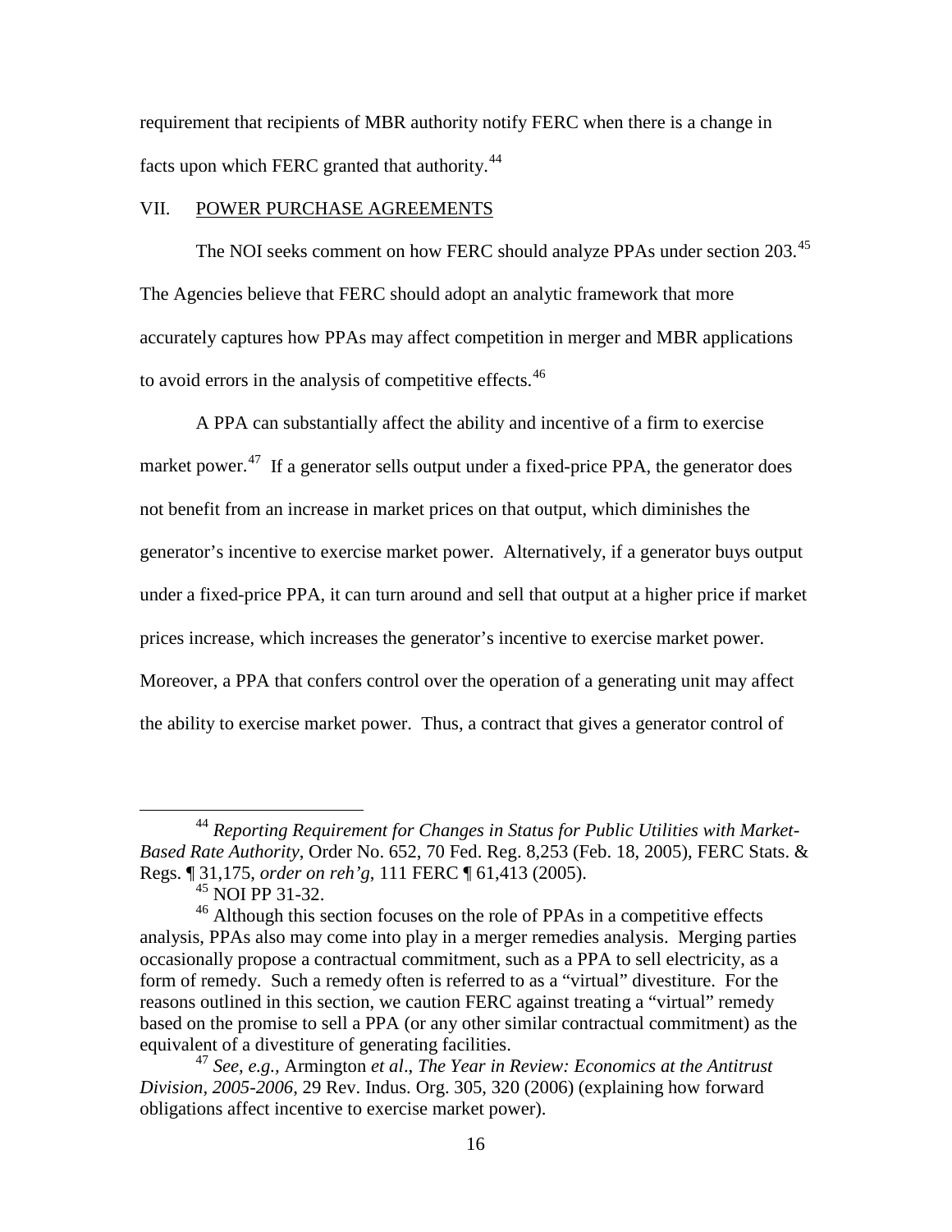requirement that recipients of MBR authority notify FERC when there is a change in facts upon which FERC granted that authority.[44]

## VII. POWER PURCHASE AGREEMENTS

The NOI seeks comment on how FERC should analyze PPAs under section 203.[45] The Agencies believe that FERC should adopt an analytic framework that more accurately captures how PPAs may affect competition in merger and MBR applications to avoid errors in the analysis of competitive effects.[46]

A PPA can substantially affect the ability and incentive of a firm to exercise market power.[47] If a generator sells output under a fixed-price PPA, the generator does not benefit from an increase in market prices on that output, which diminishes the generator's incentive to exercise market power. Alternatively, if a generator buys output under a fixed-price PPA, it can turn around and sell that output at a higher price if market prices increase, which increases the generator's incentive to exercise market power. Moreover, a PPA that confers control over the operation of a generating unit may affect the ability to exercise market power. Thus, a contract that gives a generator control of

---

[44] *Reporting Requirement for Changes in Status for Public Utilities with Market-Based Rate Authority*, Order No. 652, 70 Fed. Reg. 8,253 (Feb. 18, 2005), FERC Stats. & Regs. ¶ 31,175, *order on reh'g*, 111 FERC ¶ 61,413 (2005).

[45] NOI PP 31-32.

[46] Although this section focuses on the role of PPAs in a competitive effects analysis, PPAs also may come into play in a merger remedies analysis. Merging parties occasionally propose a contractual commitment, such as a PPA to sell electricity, as a form of remedy. Such a remedy often is referred to as a "virtual" divestiture. For the reasons outlined in this section, we caution FERC against treating a "virtual" remedy based on the promise to sell a PPA (or any other similar contractual commitment) as the equivalent of a divestiture of generating facilities.

[47] *See, e.g.*, Armington *et al*., *The Year in Review: Economics at the Antitrust Division, 2005-2006*, 29 Rev. Indus. Org. 305, 320 (2006) (explaining how forward obligations affect incentive to exercise market power).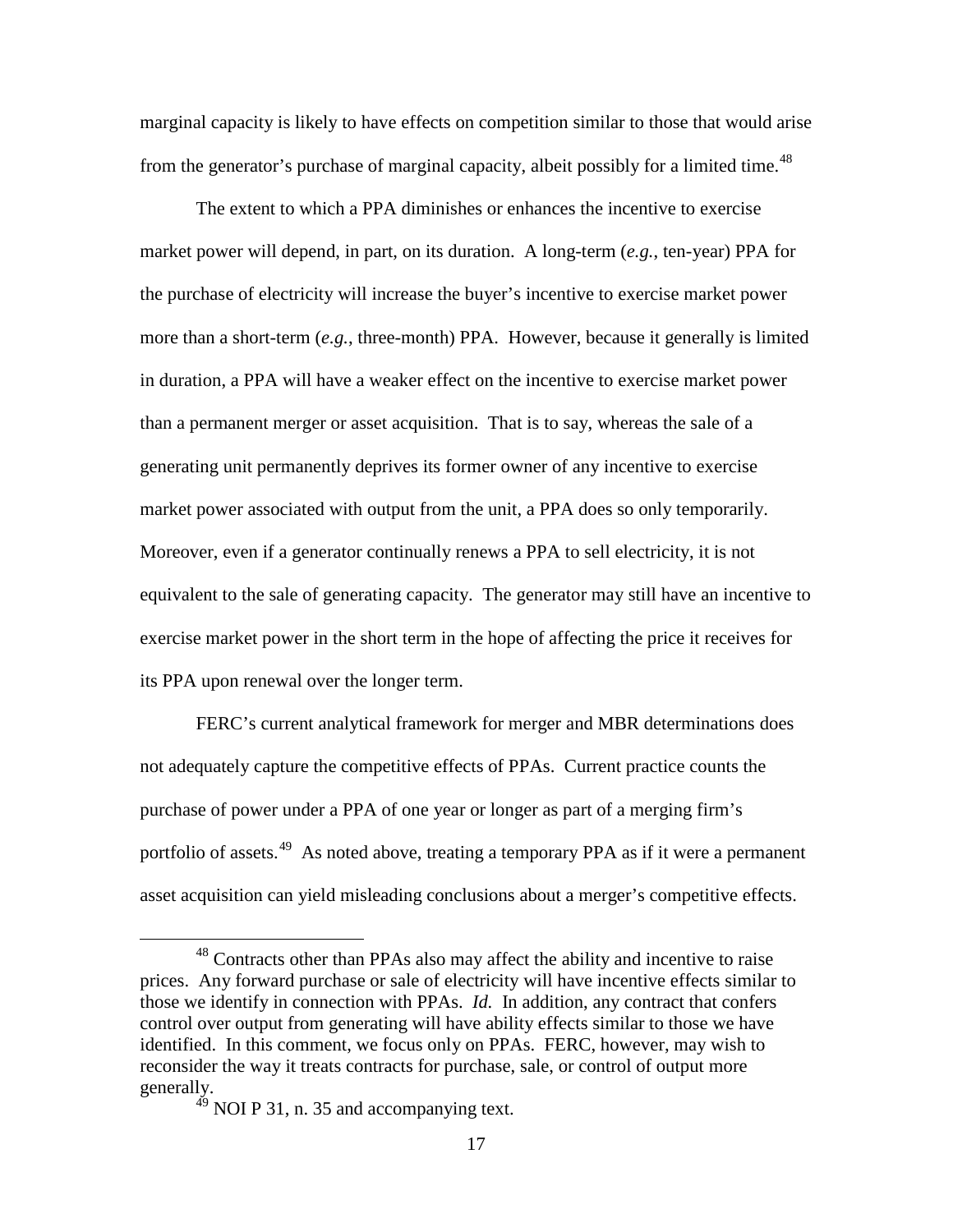marginal capacity is likely to have effects on competition similar to those that would arise from the generator's purchase of marginal capacity, albeit possibly for a limited time.[48]

The extent to which a PPA diminishes or enhances the incentive to exercise market power will depend, in part, on its duration. A long-term (*e.g.*, ten-year) PPA for the purchase of electricity will increase the buyer's incentive to exercise market power more than a short-term (*e.g.*, three-month) PPA. However, because it generally is limited in duration, a PPA will have a weaker effect on the incentive to exercise market power than a permanent merger or asset acquisition. That is to say, whereas the sale of a generating unit permanently deprives its former owner of any incentive to exercise market power associated with output from the unit, a PPA does so only temporarily. Moreover, even if a generator continually renews a PPA to sell electricity, it is not equivalent to the sale of generating capacity. The generator may still have an incentive to exercise market power in the short term in the hope of affecting the price it receives for its PPA upon renewal over the longer term.

FERC's current analytical framework for merger and MBR determinations does not adequately capture the competitive effects of PPAs. Current practice counts the purchase of power under a PPA of one year or longer as part of a merging firm's portfolio of assets.[49] As noted above, treating a temporary PPA as if it were a permanent asset acquisition can yield misleading conclusions about a merger's competitive effects.

---

[48] Contracts other than PPAs also may affect the ability and incentive to raise prices. Any forward purchase or sale of electricity will have incentive effects similar to those we identify in connection with PPAs. *Id.* In addition, any contract that confers control over output from generating will have ability effects similar to those we have identified. In this comment, we focus only on PPAs. FERC, however, may wish to reconsider the way it treats contracts for purchase, sale, or control of output more generally.

[49] NOI P 31, n. 35 and accompanying text.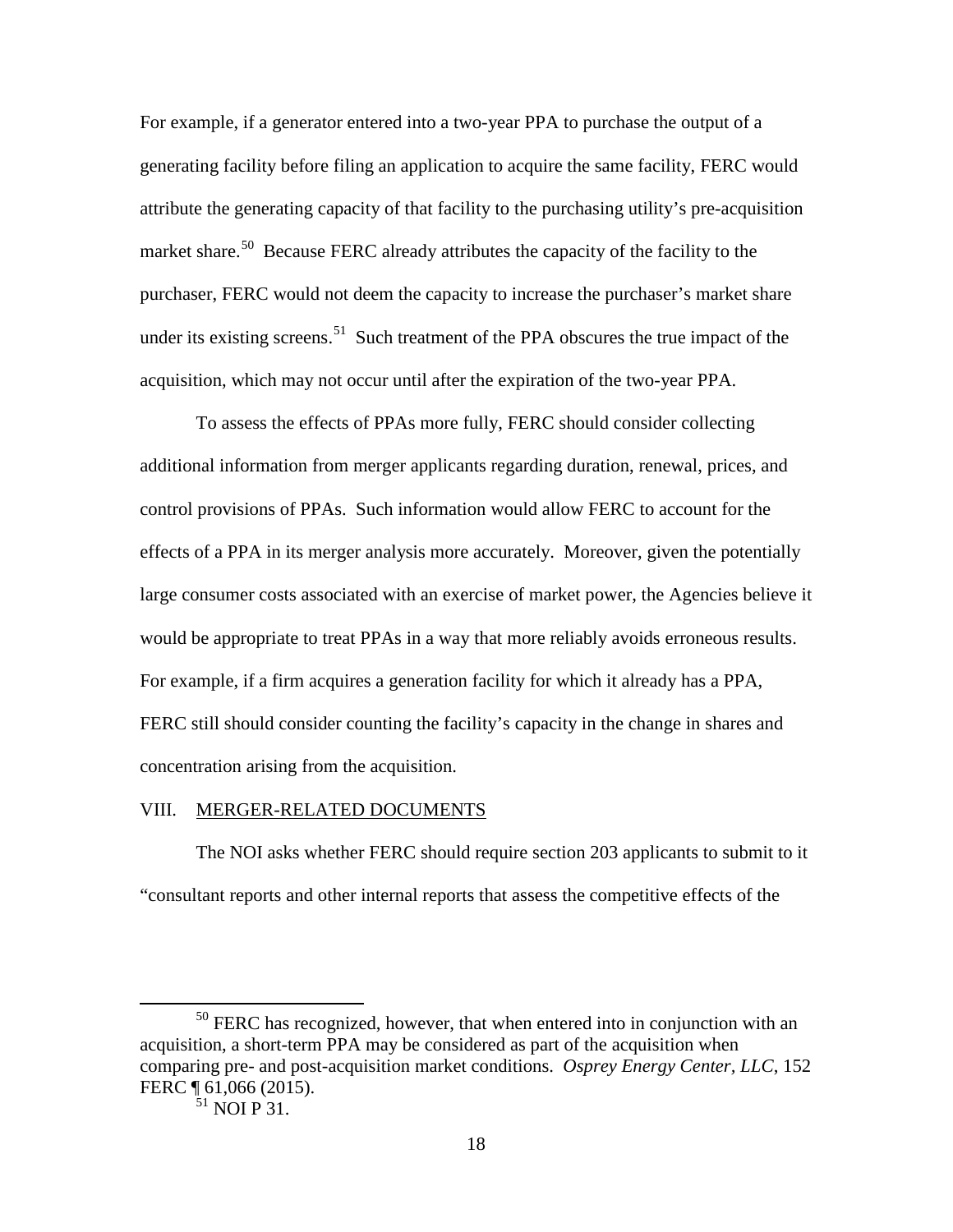For example, if a generator entered into a two-year PPA to purchase the output of a generating facility before filing an application to acquire the same facility, FERC would attribute the generating capacity of that facility to the purchasing utility's pre-acquisition market share.[50] Because FERC already attributes the capacity of the facility to the purchaser, FERC would not deem the capacity to increase the purchaser's market share under its existing screens.[51] Such treatment of the PPA obscures the true impact of the acquisition, which may not occur until after the expiration of the two-year PPA.

To assess the effects of PPAs more fully, FERC should consider collecting additional information from merger applicants regarding duration, renewal, prices, and control provisions of PPAs. Such information would allow FERC to account for the effects of a PPA in its merger analysis more accurately. Moreover, given the potentially large consumer costs associated with an exercise of market power, the Agencies believe it would be appropriate to treat PPAs in a way that more reliably avoids erroneous results. For example, if a firm acquires a generation facility for which it already has a PPA, FERC still should consider counting the facility's capacity in the change in shares and concentration arising from the acquisition.

## VIII. MERGER-RELATED DOCUMENTS

The NOI asks whether FERC should require section 203 applicants to submit to it "consultant reports and other internal reports that assess the competitive effects of the

---

[50] FERC has recognized, however, that when entered into in conjunction with an acquisition, a short-term PPA may be considered as part of the acquisition when comparing pre- and post-acquisition market conditions. *Osprey Energy Center, LLC*, 152 FERC ¶ 61,066 (2015).

[51] NOI P 31.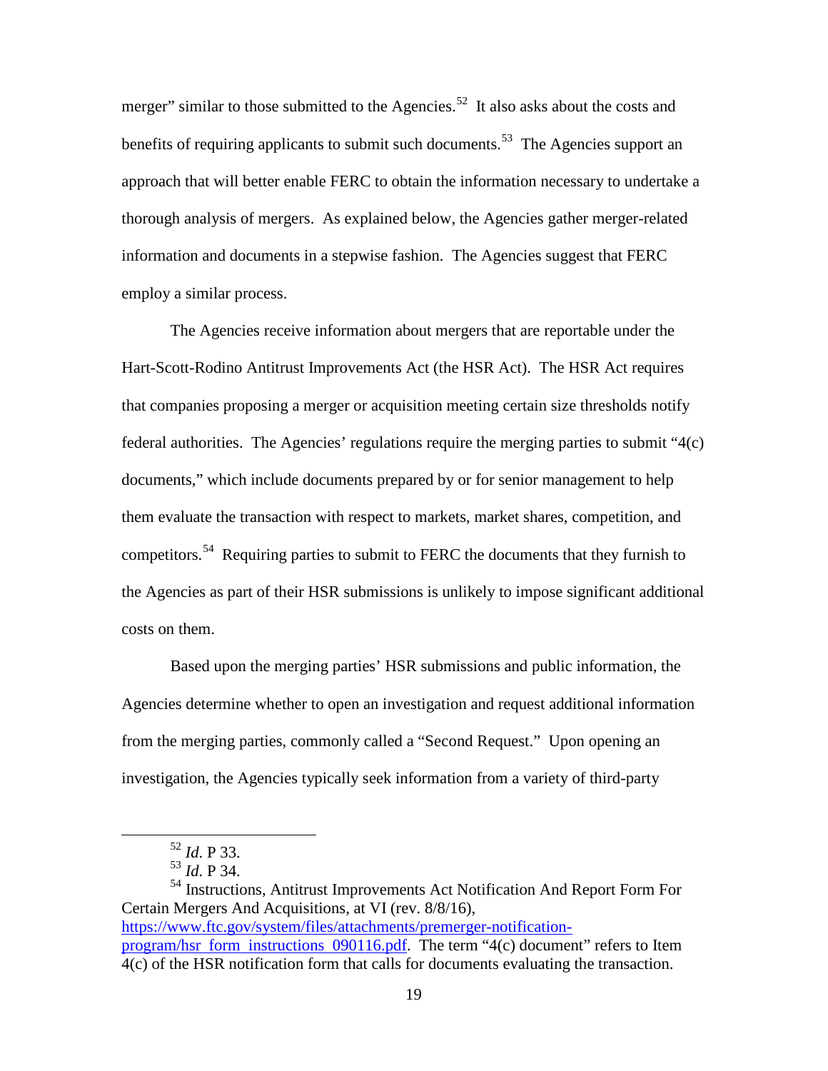merger" similar to those submitted to the Agencies.[52] It also asks about the costs and benefits of requiring applicants to submit such documents.[53] The Agencies support an approach that will better enable FERC to obtain the information necessary to undertake a thorough analysis of mergers. As explained below, the Agencies gather merger-related information and documents in a stepwise fashion. The Agencies suggest that FERC employ a similar process.

The Agencies receive information about mergers that are reportable under the Hart-Scott-Rodino Antitrust Improvements Act (the HSR Act). The HSR Act requires that companies proposing a merger or acquisition meeting certain size thresholds notify federal authorities. The Agencies' regulations require the merging parties to submit "4(c) documents," which include documents prepared by or for senior management to help them evaluate the transaction with respect to markets, market shares, competition, and competitors.[54] Requiring parties to submit to FERC the documents that they furnish to the Agencies as part of their HSR submissions is unlikely to impose significant additional costs on them.

Based upon the merging parties' HSR submissions and public information, the Agencies determine whether to open an investigation and request additional information from the merging parties, commonly called a "Second Request." Upon opening an investigation, the Agencies typically seek information from a variety of third-party

---

[52] *Id.* P 33.

[53] *Id.* P 34.

[54] Instructions, Antitrust Improvements Act Notification And Report Form For Certain Mergers And Acquisitions, at VI (rev. 8/8/16), [https://www.ftc.gov/system/files/attachments/premerger-notification-program/hsr_form_instructions_090116.pdf](https://www.ftc.gov/system/files/attachments/premerger-notification-program/hsr_form_instructions_090116.pdf). The term "4(c) document" refers to Item 4(c) of the HSR notification form that calls for documents evaluating the transaction.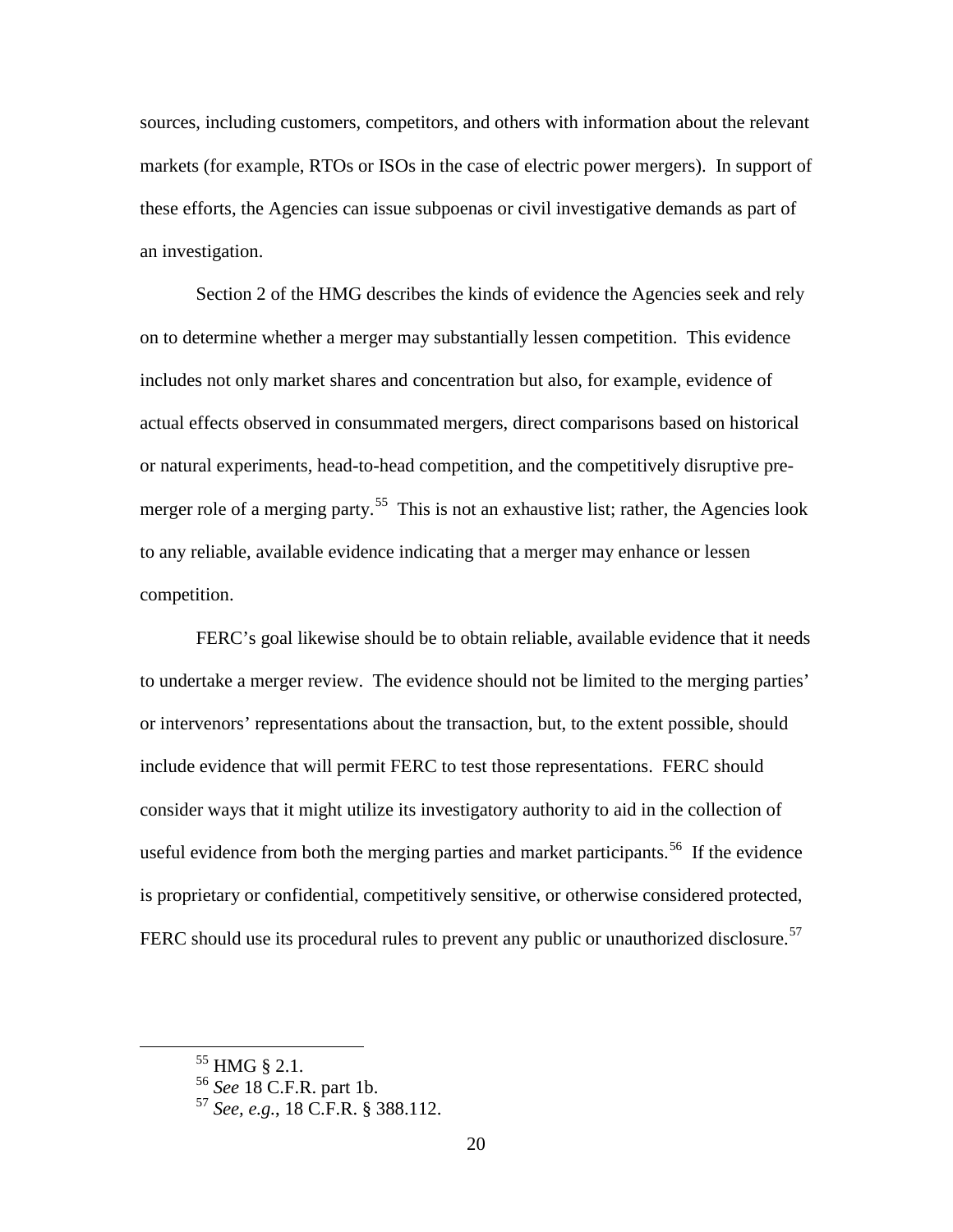sources, including customers, competitors, and others with information about the relevant markets (for example, RTOs or ISOs in the case of electric power mergers). In support of these efforts, the Agencies can issue subpoenas or civil investigative demands as part of an investigation.

Section 2 of the HMG describes the kinds of evidence the Agencies seek and rely on to determine whether a merger may substantially lessen competition. This evidence includes not only market shares and concentration but also, for example, evidence of actual effects observed in consummated mergers, direct comparisons based on historical or natural experiments, head-to-head competition, and the competitively disruptive pre-merger role of a merging party.[55] This is not an exhaustive list; rather, the Agencies look to any reliable, available evidence indicating that a merger may enhance or lessen competition.

FERC's goal likewise should be to obtain reliable, available evidence that it needs to undertake a merger review. The evidence should not be limited to the merging parties' or intervenors' representations about the transaction, but, to the extent possible, should include evidence that will permit FERC to test those representations. FERC should consider ways that it might utilize its investigatory authority to aid in the collection of useful evidence from both the merging parties and market participants.[56] If the evidence is proprietary or confidential, competitively sensitive, or otherwise considered protected, FERC should use its procedural rules to prevent any public or unauthorized disclosure.[57]

---

[55] HMG § 2.1.

[56] *See* 18 C.F.R. part 1b.

[57] *See, e.g.*, 18 C.F.R. § 388.112.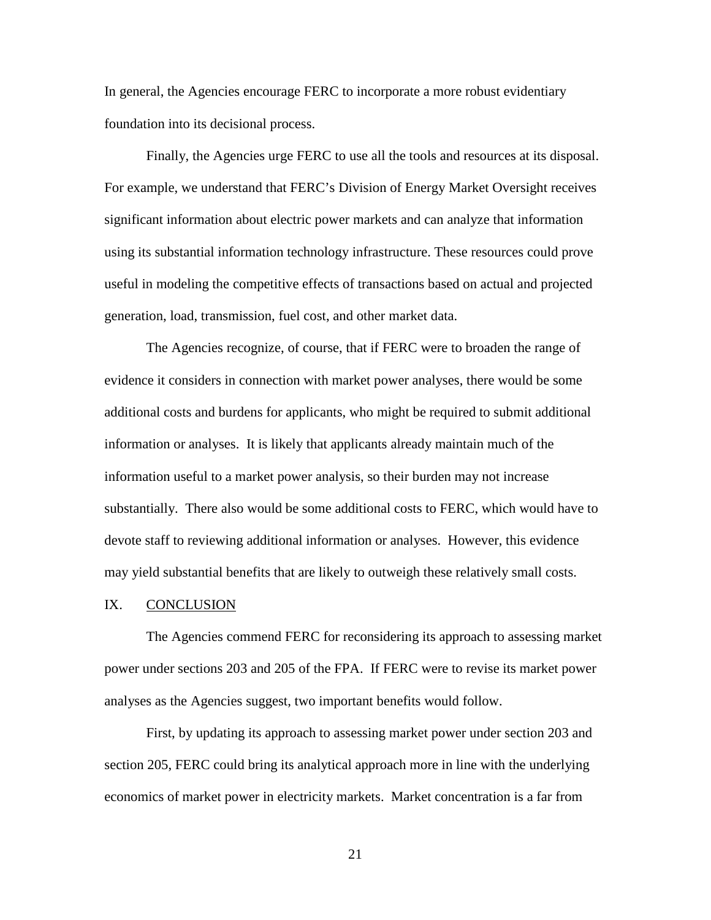In general, the Agencies encourage FERC to incorporate a more robust evidentiary foundation into its decisional process.

Finally, the Agencies urge FERC to use all the tools and resources at its disposal. For example, we understand that FERC's Division of Energy Market Oversight receives significant information about electric power markets and can analyze that information using its substantial information technology infrastructure. These resources could prove useful in modeling the competitive effects of transactions based on actual and projected generation, load, transmission, fuel cost, and other market data.

The Agencies recognize, of course, that if FERC were to broaden the range of evidence it considers in connection with market power analyses, there would be some additional costs and burdens for applicants, who might be required to submit additional information or analyses. It is likely that applicants already maintain much of the information useful to a market power analysis, so their burden may not increase substantially. There also would be some additional costs to FERC, which would have to devote staff to reviewing additional information or analyses. However, this evidence may yield substantial benefits that are likely to outweigh these relatively small costs.

## IX. CONCLUSION

The Agencies commend FERC for reconsidering its approach to assessing market power under sections 203 and 205 of the FPA. If FERC were to revise its market power analyses as the Agencies suggest, two important benefits would follow.

First, by updating its approach to assessing market power under section 203 and section 205, FERC could bring its analytical approach more in line with the underlying economics of market power in electricity markets. Market concentration is a far from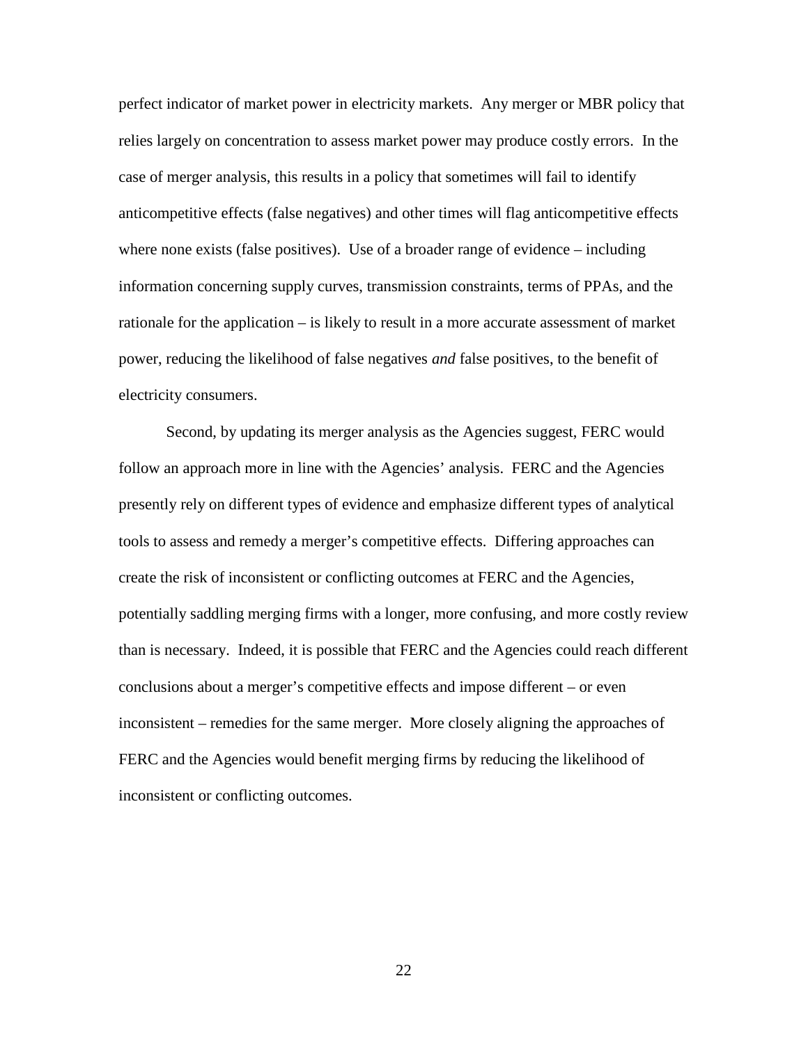perfect indicator of market power in electricity markets. Any merger or MBR policy that relies largely on concentration to assess market power may produce costly errors. In the case of merger analysis, this results in a policy that sometimes will fail to identify anticompetitive effects (false negatives) and other times will flag anticompetitive effects where none exists (false positives). Use of a broader range of evidence – including information concerning supply curves, transmission constraints, terms of PPAs, and the rationale for the application – is likely to result in a more accurate assessment of market power, reducing the likelihood of false negatives *and* false positives, to the benefit of electricity consumers.

Second, by updating its merger analysis as the Agencies suggest, FERC would follow an approach more in line with the Agencies' analysis. FERC and the Agencies presently rely on different types of evidence and emphasize different types of analytical tools to assess and remedy a merger's competitive effects. Differing approaches can create the risk of inconsistent or conflicting outcomes at FERC and the Agencies, potentially saddling merging firms with a longer, more confusing, and more costly review than is necessary. Indeed, it is possible that FERC and the Agencies could reach different conclusions about a merger's competitive effects and impose different – or even inconsistent – remedies for the same merger. More closely aligning the approaches of FERC and the Agencies would benefit merging firms by reducing the likelihood of inconsistent or conflicting outcomes.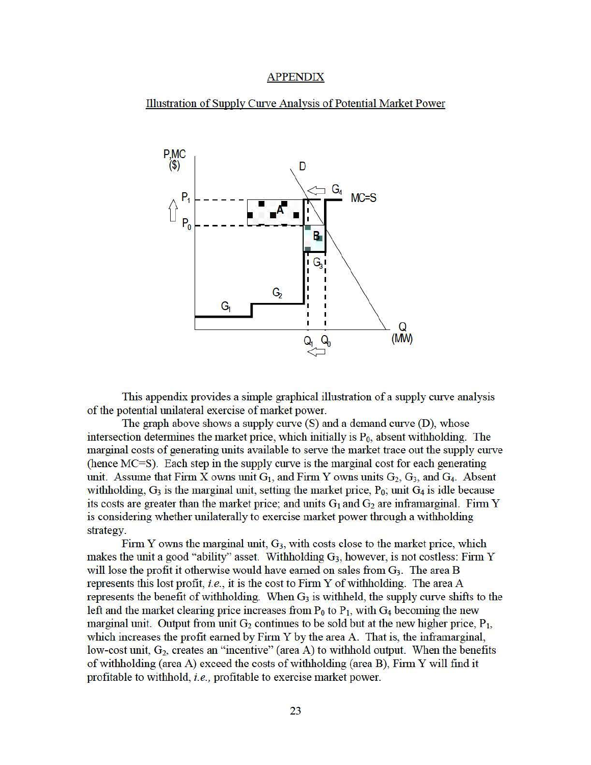# APPENDIX

## Illustration of Supply Curve Analysis of Potential Market Power

P,MC
($)

$P_1$

$P_0$

D

$G_4$

MC=S

A

B

$G_3$

$G_2$

$G_1$

$Q_1$ $Q_0$

Q
(MW)

This appendix provides a simple graphical illustration of a supply curve analysis of the potential unilateral exercise of market power.

The graph above shows a supply curve (S) and a demand curve (D), whose intersection determines the market price, which initially is $P_0$, absent withholding. The marginal costs of generating units available to serve the market trace out the supply curve (hence MC=S). Each step in the supply curve is the marginal cost for each generating unit. Assume that Firm X owns unit $G_1$, and Firm Y owns units $G_2$, $G_3$, and $G_4$. Absent withholding, $G_3$ is the marginal unit, setting the market price, $P_0$; unit $G_4$ is idle because its costs are greater than the market price; and units $G_1$ and $G_2$ are inframarginal. Firm Y is considering whether unilaterally to exercise market power through a withholding strategy.

Firm Y owns the marginal unit, $G_3$, with costs close to the market price, which makes the unit a good "ability" asset. Withholding $G_3$, however, is not costless: Firm Y will lose the profit it otherwise would have earned on sales from $G_3$. The area B represents this lost profit, *i.e.*, it is the cost to Firm Y of withholding. The area A represents the benefit of withholding. When $G_3$ is withheld, the supply curve shifts to the left and the market clearing price increases from $P_0$ to $P_1$, with $G_4$ becoming the new marginal unit. Output from unit $G_2$ continues to be sold but at the new higher price, $P_1$, which increases the profit earned by Firm Y by the area A. That is, the inframarginal, low-cost unit, $G_2$, creates an "incentive" (area A) to withhold output. When the benefits of withholding (area A) exceed the costs of withholding (area B), Firm Y will find it profitable to withhold, *i.e.,* profitable to exercise market power.